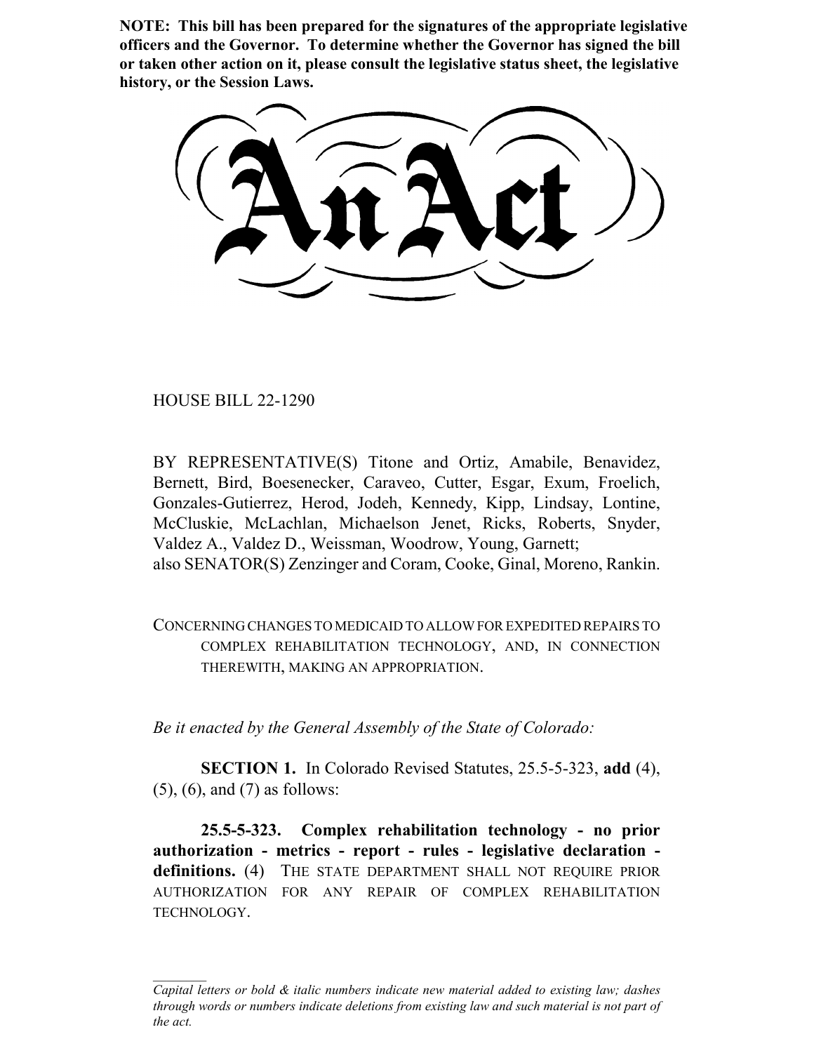**NOTE: This bill has been prepared for the signatures of the appropriate legislative officers and the Governor. To determine whether the Governor has signed the bill or taken other action on it, please consult the legislative status sheet, the legislative history, or the Session Laws.**

# An Act

HOUSE BILL 22-1290

BY REPRESENTATIVE(S) Titone and Ortiz, Amabile, Benavidez, Bernett, Bird, Boesenecker, Caraveo, Cutter, Esgar, Exum, Froelich, Gonzales-Gutierrez, Herod, Jodeh, Kennedy, Kipp, Lindsay, Lontine, McCluskie, McLachlan, Michaelson Jenet, Ricks, Roberts, Snyder, Valdez A., Valdez D., Weissman, Woodrow, Young, Garnett;
also SENATOR(S) Zenzinger and Coram, Cooke, Ginal, Moreno, Rankin.

CONCERNING CHANGES TO MEDICAID TO ALLOW FOR EXPEDITED REPAIRS TO COMPLEX REHABILITATION TECHNOLOGY, AND, IN CONNECTION THEREWITH, MAKING AN APPROPRIATION.

*Be it enacted by the General Assembly of the State of Colorado:*

**SECTION 1.** In Colorado Revised Statutes, 25.5-5-323, **add** (4), (5), (6), and (7) as follows:

**25.5-5-323. Complex rehabilitation technology - no prior authorization - metrics - report - rules - legislative declaration - definitions.** (4) THE STATE DEPARTMENT SHALL NOT REQUIRE PRIOR AUTHORIZATION FOR ANY REPAIR OF COMPLEX REHABILITATION TECHNOLOGY.

*Capital letters or bold & italic numbers indicate new material added to existing law; dashes through words or numbers indicate deletions from existing law and such material is not part of the act.*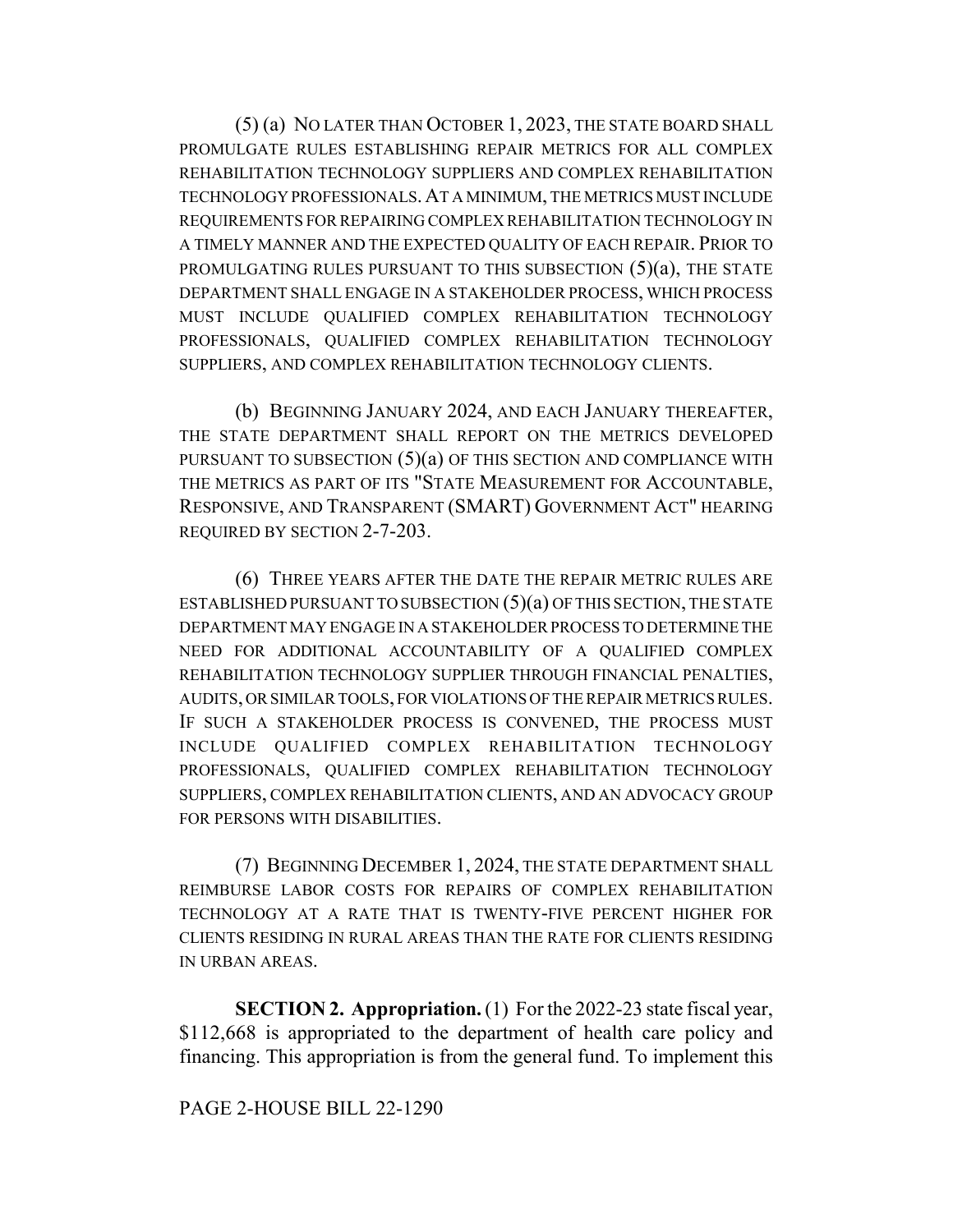(5) (a) NO LATER THAN OCTOBER 1, 2023, THE STATE BOARD SHALL PROMULGATE RULES ESTABLISHING REPAIR METRICS FOR ALL COMPLEX REHABILITATION TECHNOLOGY SUPPLIERS AND COMPLEX REHABILITATION TECHNOLOGY PROFESSIONALS. AT A MINIMUM, THE METRICS MUST INCLUDE REQUIREMENTS FOR REPAIRING COMPLEX REHABILITATION TECHNOLOGY IN A TIMELY MANNER AND THE EXPECTED QUALITY OF EACH REPAIR. PRIOR TO PROMULGATING RULES PURSUANT TO THIS SUBSECTION (5)(a), THE STATE DEPARTMENT SHALL ENGAGE IN A STAKEHOLDER PROCESS, WHICH PROCESS MUST INCLUDE QUALIFIED COMPLEX REHABILITATION TECHNOLOGY PROFESSIONALS, QUALIFIED COMPLEX REHABILITATION TECHNOLOGY SUPPLIERS, AND COMPLEX REHABILITATION TECHNOLOGY CLIENTS.

(b) BEGINNING JANUARY 2024, AND EACH JANUARY THEREAFTER, THE STATE DEPARTMENT SHALL REPORT ON THE METRICS DEVELOPED PURSUANT TO SUBSECTION (5)(a) OF THIS SECTION AND COMPLIANCE WITH THE METRICS AS PART OF ITS "STATE MEASUREMENT FOR ACCOUNTABLE, RESPONSIVE, AND TRANSPARENT (SMART) GOVERNMENT ACT" HEARING REQUIRED BY SECTION 2-7-203.

(6) THREE YEARS AFTER THE DATE THE REPAIR METRIC RULES ARE ESTABLISHED PURSUANT TO SUBSECTION (5)(a) OF THIS SECTION, THE STATE DEPARTMENT MAY ENGAGE IN A STAKEHOLDER PROCESS TO DETERMINE THE NEED FOR ADDITIONAL ACCOUNTABILITY OF A QUALIFIED COMPLEX REHABILITATION TECHNOLOGY SUPPLIER THROUGH FINANCIAL PENALTIES, AUDITS, OR SIMILAR TOOLS, FOR VIOLATIONS OF THE REPAIR METRICS RULES. IF SUCH A STAKEHOLDER PROCESS IS CONVENED, THE PROCESS MUST INCLUDE QUALIFIED COMPLEX REHABILITATION TECHNOLOGY PROFESSIONALS, QUALIFIED COMPLEX REHABILITATION TECHNOLOGY SUPPLIERS, COMPLEX REHABILITATION CLIENTS, AND AN ADVOCACY GROUP FOR PERSONS WITH DISABILITIES.

(7) BEGINNING DECEMBER 1, 2024, THE STATE DEPARTMENT SHALL REIMBURSE LABOR COSTS FOR REPAIRS OF COMPLEX REHABILITATION TECHNOLOGY AT A RATE THAT IS TWENTY-FIVE PERCENT HIGHER FOR CLIENTS RESIDING IN RURAL AREAS THAN THE RATE FOR CLIENTS RESIDING IN URBAN AREAS.

**SECTION 2. Appropriation.** (1) For the 2022-23 state fiscal year, $112,668 is appropriated to the department of health care policy and financing. This appropriation is from the general fund. To implement this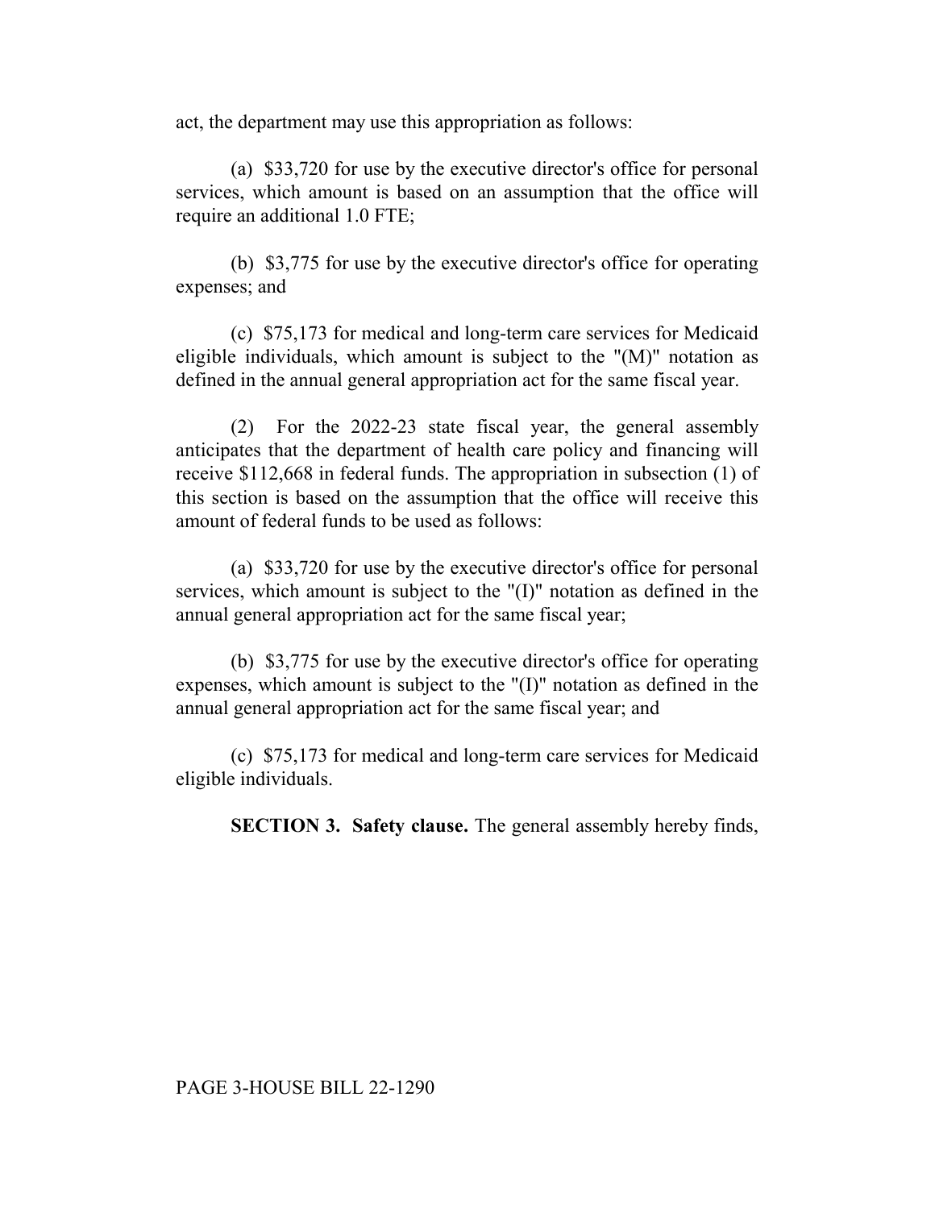act, the department may use this appropriation as follows:

(a) $33,720 for use by the executive director's office for personal services, which amount is based on an assumption that the office will require an additional 1.0 FTE;

(b) $3,775 for use by the executive director's office for operating expenses; and

(c) $75,173 for medical and long-term care services for Medicaid eligible individuals, which amount is subject to the "(M)" notation as defined in the annual general appropriation act for the same fiscal year.

(2) For the 2022-23 state fiscal year, the general assembly anticipates that the department of health care policy and financing will receive $112,668 in federal funds. The appropriation in subsection (1) of this section is based on the assumption that the office will receive this amount of federal funds to be used as follows:

(a) $33,720 for use by the executive director's office for personal services, which amount is subject to the "(I)" notation as defined in the annual general appropriation act for the same fiscal year;

(b) $3,775 for use by the executive director's office for operating expenses, which amount is subject to the "(I)" notation as defined in the annual general appropriation act for the same fiscal year; and

(c) $75,173 for medical and long-term care services for Medicaid eligible individuals.

**SECTION 3. Safety clause.** The general assembly hereby finds,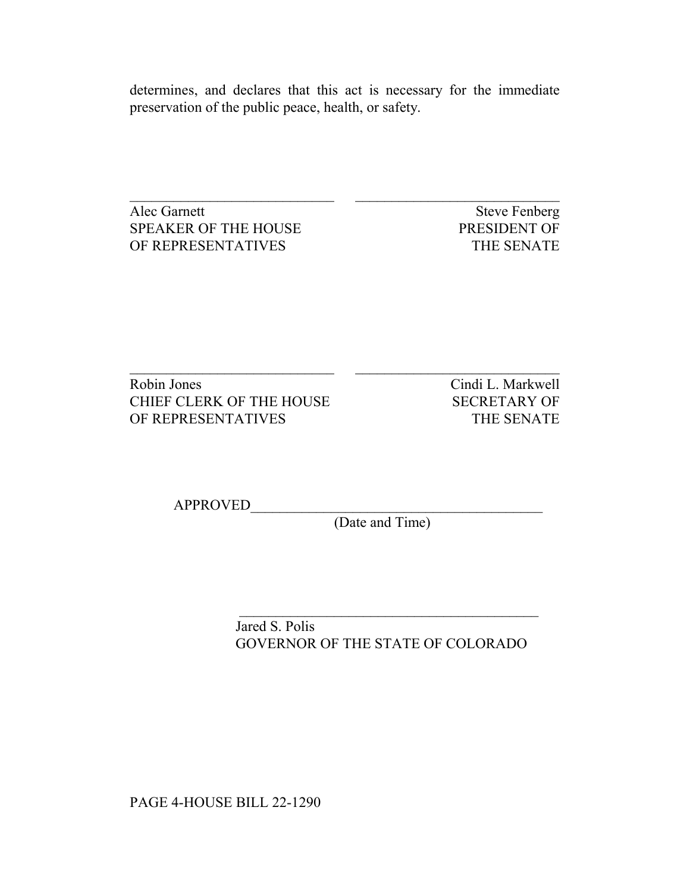determines, and declares that this act is necessary for the immediate preservation of the public peace, health, or safety.

| | |
|---|---|
| ____________________________ | ____________________________ |
| Alec Garnett | Steve Fenberg |
| SPEAKER OF THE HOUSE | PRESIDENT OF |
| OF REPRESENTATIVES | THE SENATE |

| | |
|---|---|
| ____________________________ | ____________________________ |
| Robin Jones | Cindi L. Markwell |
| CHIEF CLERK OF THE HOUSE | SECRETARY OF |
| OF REPRESENTATIVES | THE SENATE |

APPROVED________________________________________
(Date and Time)

_________________________________________
Jared S. Polis
GOVERNOR OF THE STATE OF COLORADO

PAGE 4-HOUSE BILL 22-1290